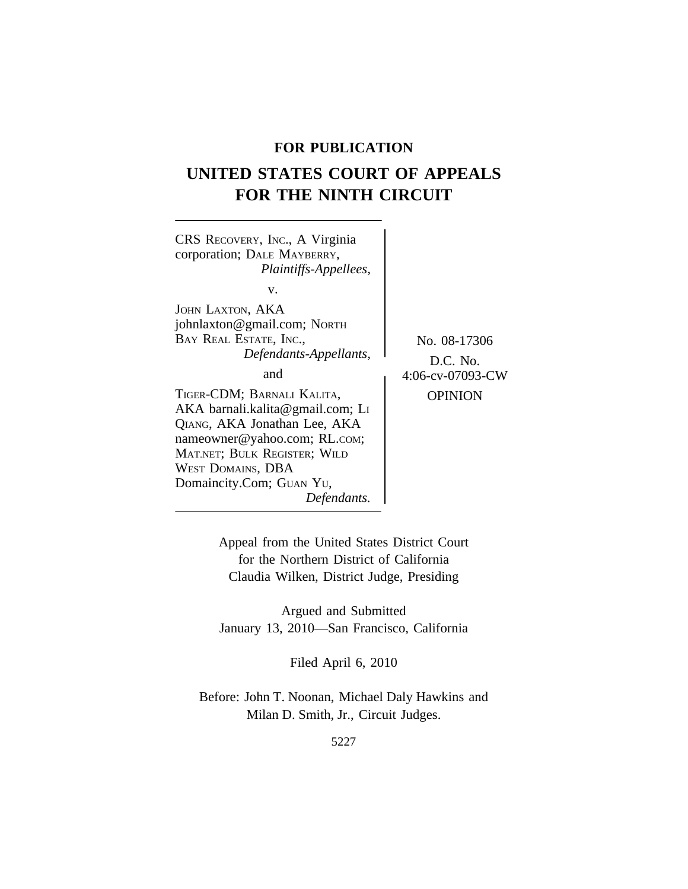**FOR PUBLICATION**

# UNITED STATES COURT OF APPEALS FOR THE NINTH CIRCUIT

CRS RECOVERY, INC., A Virginia corporation; DALE MAYBERRY,
*Plaintiffs-Appellees,*

v.

JOHN LAXTON, AKA johnlaxton@gmail.com; NORTH BAY REAL ESTATE, INC.,
*Defendants-Appellants,*

and

TIGER-CDM; BARNALI KALITA, AKA barnali.kalita@gmail.com; LI QIANG, AKA Jonathan Lee, AKA nameowner@yahoo.com; RL.COM; MAT.NET; BULK REGISTER; WILD WEST DOMAINS, DBA Domaincity.Com; GUAN YU,
*Defendants.*

No. 08-17306

D.C. No. 4:06-cv-07093-CW

OPINION

Appeal from the United States District Court for the Northern District of California
Claudia Wilken, District Judge, Presiding

Argued and Submitted
January 13, 2010—San Francisco, California

Filed April 6, 2010

Before: John T. Noonan, Michael Daly Hawkins and Milan D. Smith, Jr., Circuit Judges.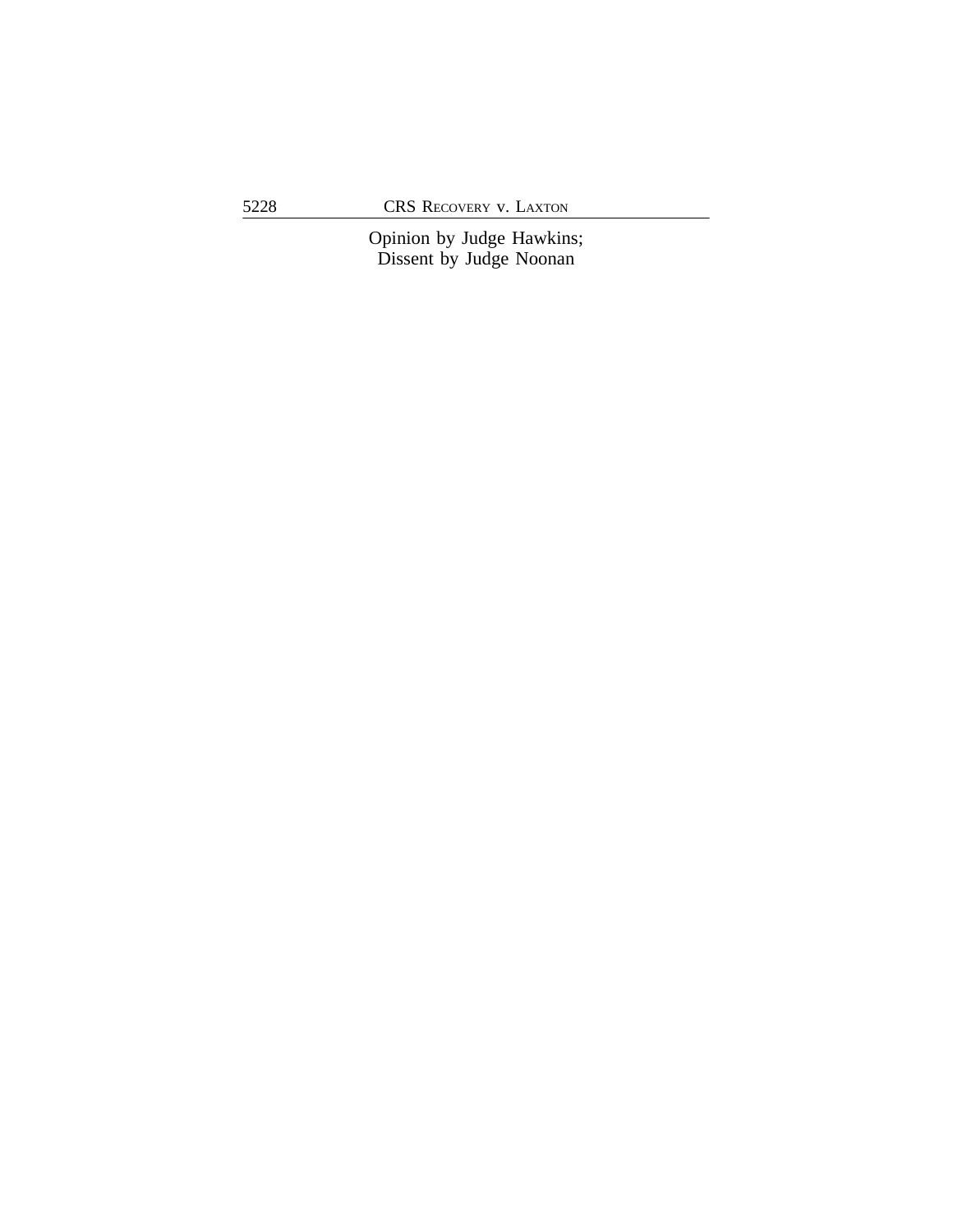Opinion by Judge Hawkins;
Dissent by Judge Noonan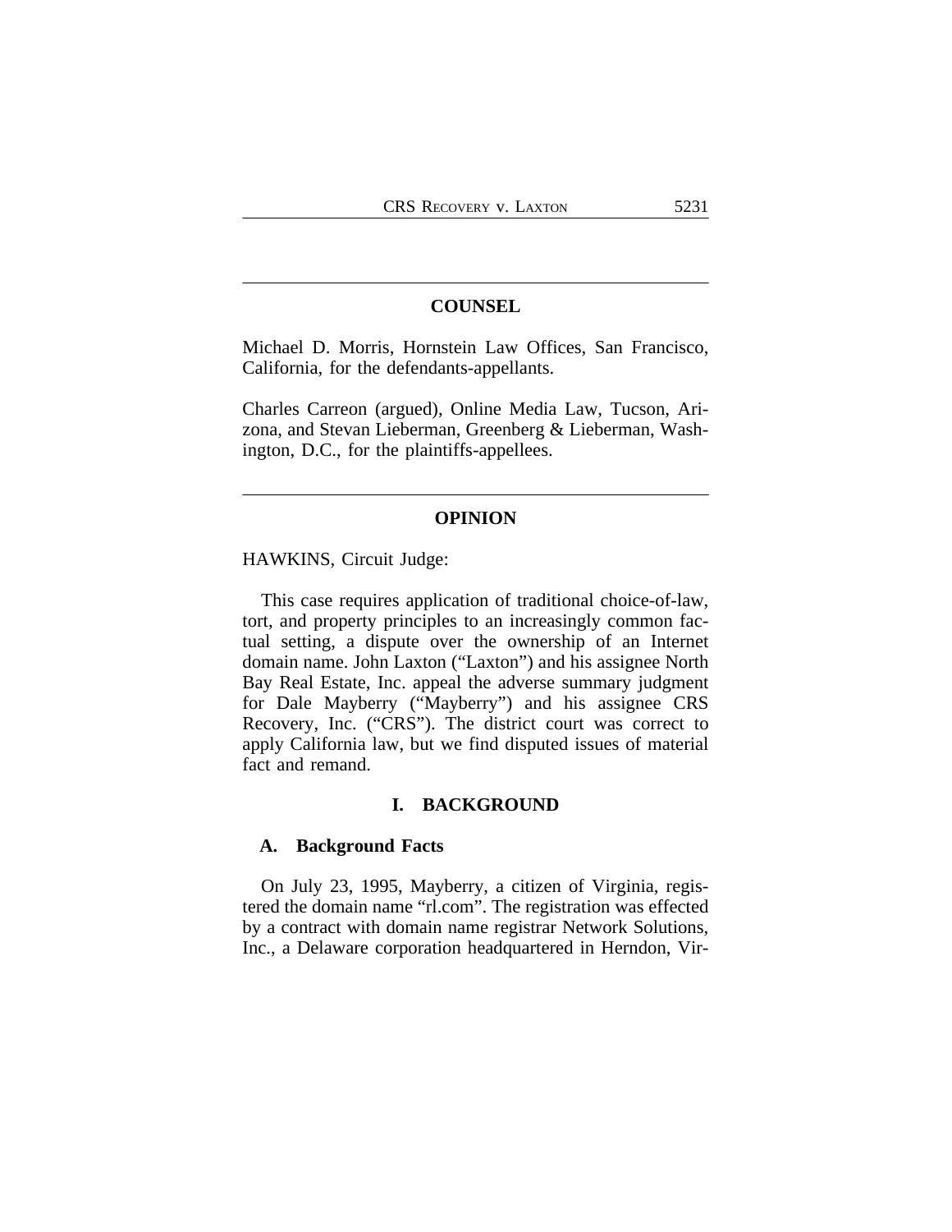## COUNSEL

Michael D. Morris, Hornstein Law Offices, San Francisco, California, for the defendants-appellants.

Charles Carreon (argued), Online Media Law, Tucson, Arizona, and Stevan Lieberman, Greenberg & Lieberman, Washington, D.C., for the plaintiffs-appellees.

## OPINION

HAWKINS, Circuit Judge:

This case requires application of traditional choice-of-law, tort, and property principles to an increasingly common factual setting, a dispute over the ownership of an Internet domain name. John Laxton ("Laxton") and his assignee North Bay Real Estate, Inc. appeal the adverse summary judgment for Dale Mayberry ("Mayberry") and his assignee CRS Recovery, Inc. ("CRS"). The district court was correct to apply California law, but we find disputed issues of material fact and remand.

## I. BACKGROUND

### A. Background Facts

On July 23, 1995, Mayberry, a citizen of Virginia, registered the domain name "rl.com". The registration was effected by a contract with domain name registrar Network Solutions, Inc., a Delaware corporation headquartered in Herndon, Vir-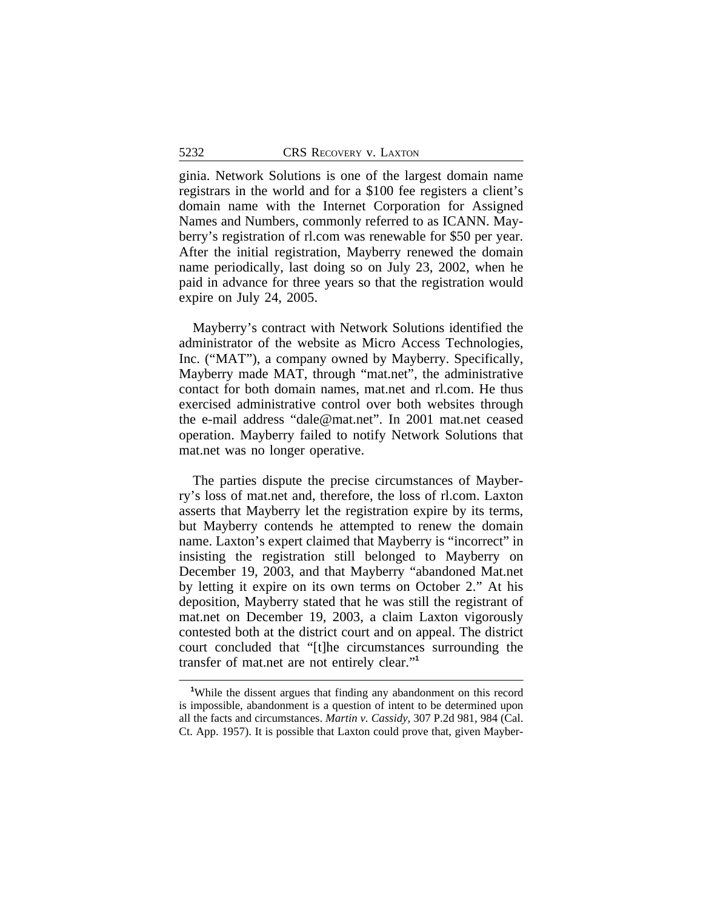ginia. Network Solutions is one of the largest domain name registrars in the world and for a $100 fee registers a client's domain name with the Internet Corporation for Assigned Names and Numbers, commonly referred to as ICANN. Mayberry's registration of rl.com was renewable for $50 per year. After the initial registration, Mayberry renewed the domain name periodically, last doing so on July 23, 2002, when he paid in advance for three years so that the registration would expire on July 24, 2005.

Mayberry's contract with Network Solutions identified the administrator of the website as Micro Access Technologies, Inc. ("MAT"), a company owned by Mayberry. Specifically, Mayberry made MAT, through "mat.net", the administrative contact for both domain names, mat.net and rl.com. He thus exercised administrative control over both websites through the e-mail address "dale@mat.net". In 2001 mat.net ceased operation. Mayberry failed to notify Network Solutions that mat.net was no longer operative.

The parties dispute the precise circumstances of Mayberry's loss of mat.net and, therefore, the loss of rl.com. Laxton asserts that Mayberry let the registration expire by its terms, but Mayberry contends he attempted to renew the domain name. Laxton's expert claimed that Mayberry is "incorrect" in insisting the registration still belonged to Mayberry on December 19, 2003, and that Mayberry "abandoned Mat.net by letting it expire on its own terms on October 2." At his deposition, Mayberry stated that he was still the registrant of mat.net on December 19, 2003, a claim Laxton vigorously contested both at the district court and on appeal. The district court concluded that "[t]he circumstances surrounding the transfer of mat.net are not entirely clear."[1]

---

[1]While the dissent argues that finding any abandonment on this record is impossible, abandonment is a question of intent to be determined upon all the facts and circumstances. *Martin v. Cassidy*, 307 P.2d 981, 984 (Cal. Ct. App. 1957). It is possible that Laxton could prove that, given Mayber-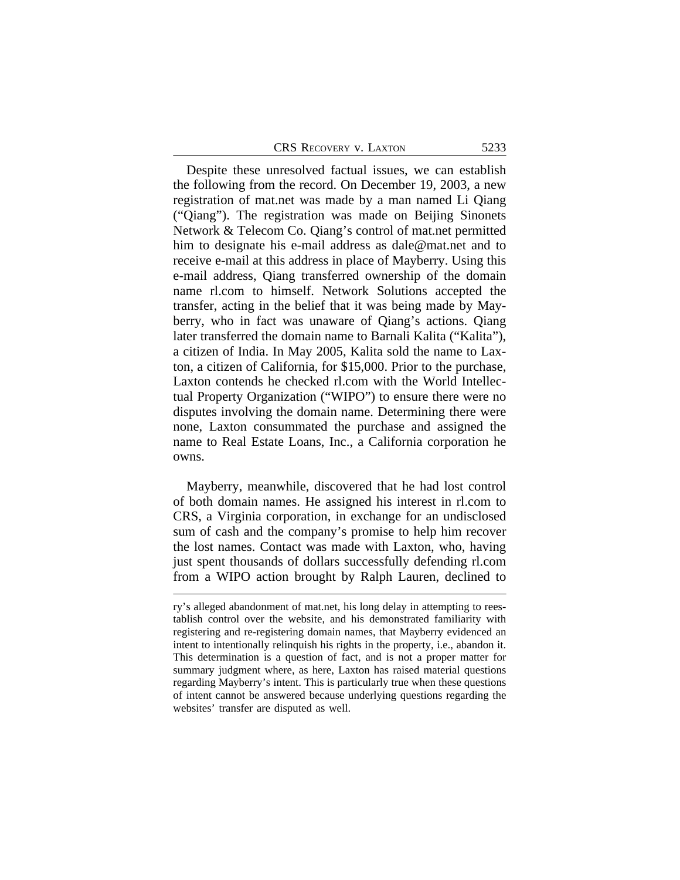Despite these unresolved factual issues, we can establish the following from the record. On December 19, 2003, a new registration of mat.net was made by a man named Li Qiang ("Qiang"). The registration was made on Beijing Sinonets Network & Telecom Co. Qiang's control of mat.net permitted him to designate his e-mail address as dale@mat.net and to receive e-mail at this address in place of Mayberry. Using this e-mail address, Qiang transferred ownership of the domain name rl.com to himself. Network Solutions accepted the transfer, acting in the belief that it was being made by Mayberry, who in fact was unaware of Qiang's actions. Qiang later transferred the domain name to Barnali Kalita ("Kalita"), a citizen of India. In May 2005, Kalita sold the name to Laxton, a citizen of California, for $15,000. Prior to the purchase, Laxton contends he checked rl.com with the World Intellectual Property Organization ("WIPO") to ensure there were no disputes involving the domain name. Determining there were none, Laxton consummated the purchase and assigned the name to Real Estate Loans, Inc., a California corporation he owns.

Mayberry, meanwhile, discovered that he had lost control of both domain names. He assigned his interest in rl.com to CRS, a Virginia corporation, in exchange for an undisclosed sum of cash and the company's promise to help him recover the lost names. Contact was made with Laxton, who, having just spent thousands of dollars successfully defending rl.com from a WIPO action brought by Ralph Lauren, declined to

ry's alleged abandonment of mat.net, his long delay in attempting to reestablish control over the website, and his demonstrated familiarity with registering and re-registering domain names, that Mayberry evidenced an intent to intentionally relinquish his rights in the property, i.e., abandon it. This determination is a question of fact, and is not a proper matter for summary judgment where, as here, Laxton has raised material questions regarding Mayberry's intent. This is particularly true when these questions of intent cannot be answered because underlying questions regarding the websites' transfer are disputed as well.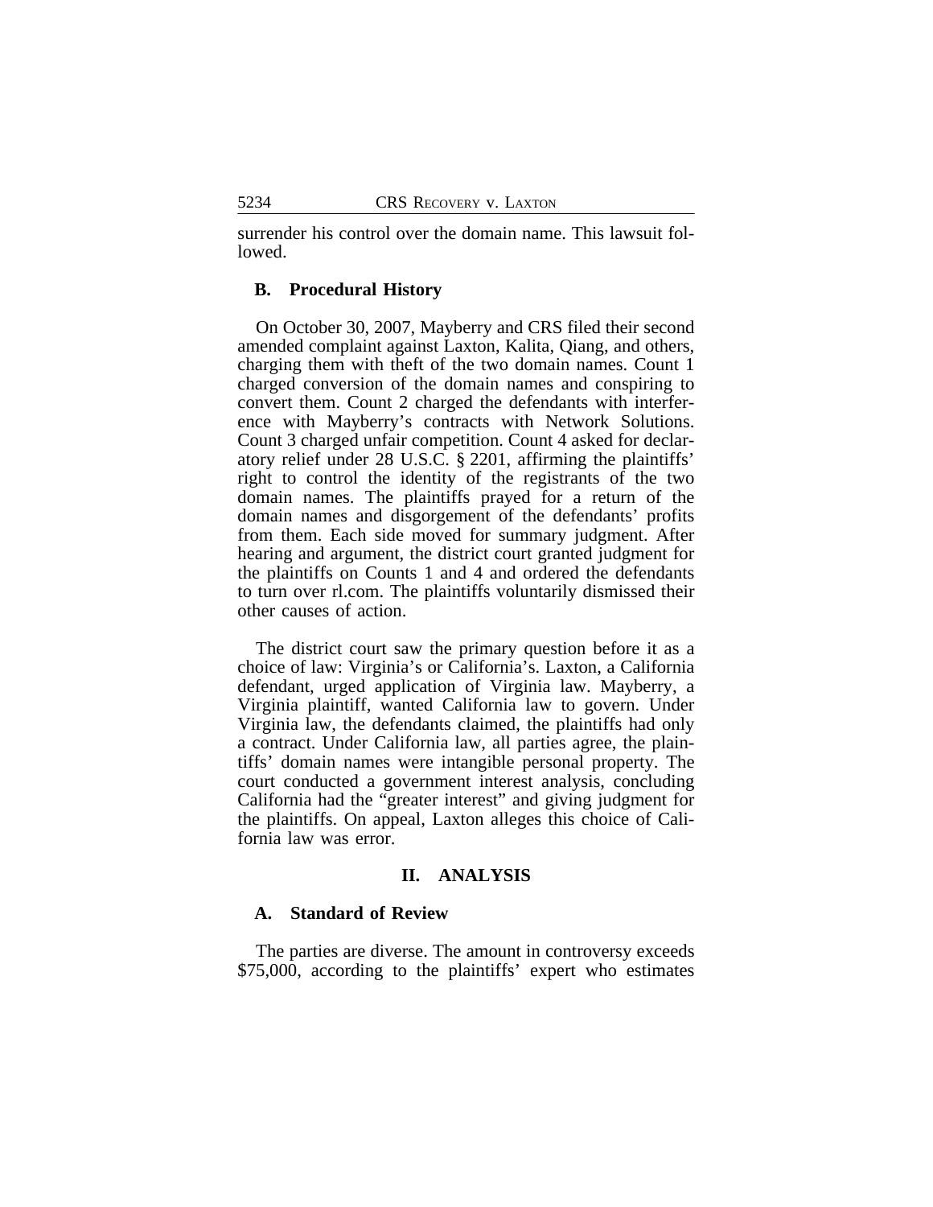surrender his control over the domain name. This lawsuit followed.

### B. Procedural History

On October 30, 2007, Mayberry and CRS filed their second amended complaint against Laxton, Kalita, Qiang, and others, charging them with theft of the two domain names. Count 1 charged conversion of the domain names and conspiring to convert them. Count 2 charged the defendants with interference with Mayberry's contracts with Network Solutions. Count 3 charged unfair competition. Count 4 asked for declaratory relief under 28 U.S.C. § 2201, affirming the plaintiffs' right to control the identity of the registrants of the two domain names. The plaintiffs prayed for a return of the domain names and disgorgement of the defendants' profits from them. Each side moved for summary judgment. After hearing and argument, the district court granted judgment for the plaintiffs on Counts 1 and 4 and ordered the defendants to turn over rl.com. The plaintiffs voluntarily dismissed their other causes of action.

The district court saw the primary question before it as a choice of law: Virginia's or California's. Laxton, a California defendant, urged application of Virginia law. Mayberry, a Virginia plaintiff, wanted California law to govern. Under Virginia law, the defendants claimed, the plaintiffs had only a contract. Under California law, all parties agree, the plaintiffs' domain names were intangible personal property. The court conducted a government interest analysis, concluding California had the "greater interest" and giving judgment for the plaintiffs. On appeal, Laxton alleges this choice of California law was error.

## II. ANALYSIS

### A. Standard of Review

The parties are diverse. The amount in controversy exceeds $75,000, according to the plaintiffs' expert who estimates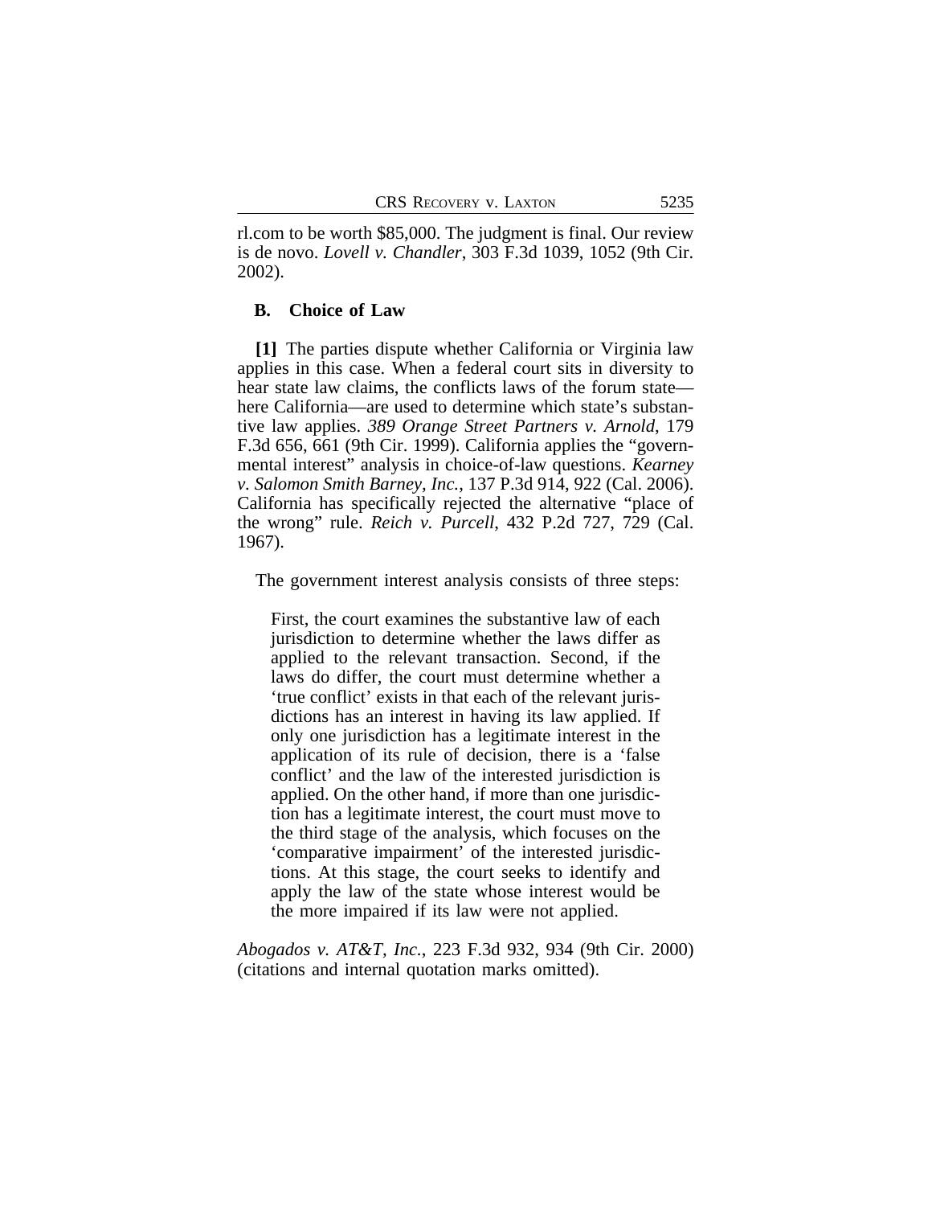rl.com to be worth $85,000. The judgment is final. Our review is de novo. *Lovell v. Chandler*, 303 F.3d 1039, 1052 (9th Cir. 2002).

### B. Choice of Law

**[1]** The parties dispute whether California or Virginia law applies in this case. When a federal court sits in diversity to hear state law claims, the conflicts laws of the forum state—here California—are used to determine which state's substantive law applies. *389 Orange Street Partners v. Arnold*, 179 F.3d 656, 661 (9th Cir. 1999). California applies the "governmental interest" analysis in choice-of-law questions. *Kearney v. Salomon Smith Barney, Inc.*, 137 P.3d 914, 922 (Cal. 2006). California has specifically rejected the alternative "place of the wrong" rule. *Reich v. Purcell*, 432 P.2d 727, 729 (Cal. 1967).

The government interest analysis consists of three steps:

> First, the court examines the substantive law of each jurisdiction to determine whether the laws differ as applied to the relevant transaction. Second, if the laws do differ, the court must determine whether a 'true conflict' exists in that each of the relevant jurisdictions has an interest in having its law applied. If only one jurisdiction has a legitimate interest in the application of its rule of decision, there is a 'false conflict' and the law of the interested jurisdiction is applied. On the other hand, if more than one jurisdiction has a legitimate interest, the court must move to the third stage of the analysis, which focuses on the 'comparative impairment' of the interested jurisdictions. At this stage, the court seeks to identify and apply the law of the state whose interest would be the more impaired if its law were not applied.

*Abogados v. AT&T, Inc.*, 223 F.3d 932, 934 (9th Cir. 2000) (citations and internal quotation marks omitted).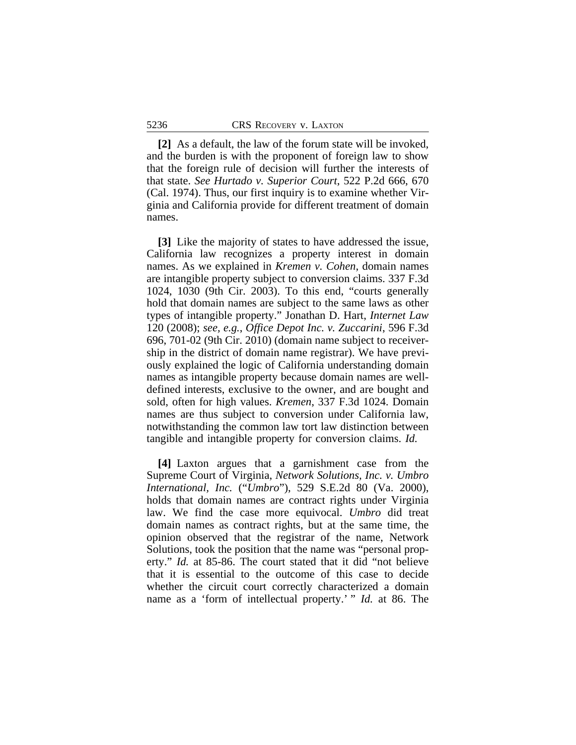**[2]** As a default, the law of the forum state will be invoked, and the burden is with the proponent of foreign law to show that the foreign rule of decision will further the interests of that state. *See Hurtado v. Superior Court*, 522 P.2d 666, 670 (Cal. 1974). Thus, our first inquiry is to examine whether Virginia and California provide for different treatment of domain names.

**[3]** Like the majority of states to have addressed the issue, California law recognizes a property interest in domain names. As we explained in *Kremen v. Cohen*, domain names are intangible property subject to conversion claims. 337 F.3d 1024, 1030 (9th Cir. 2003). To this end, "courts generally hold that domain names are subject to the same laws as other types of intangible property." Jonathan D. Hart, *Internet Law* 120 (2008); *see, e.g.*, *Office Depot Inc. v. Zuccarini*, 596 F.3d 696, 701-02 (9th Cir. 2010) (domain name subject to receivership in the district of domain name registrar). We have previously explained the logic of California understanding domain names as intangible property because domain names are well-defined interests, exclusive to the owner, and are bought and sold, often for high values. *Kremen*, 337 F.3d 1024. Domain names are thus subject to conversion under California law, notwithstanding the common law tort law distinction between tangible and intangible property for conversion claims. *Id.*

**[4]** Laxton argues that a garnishment case from the Supreme Court of Virginia, *Network Solutions, Inc. v. Umbro International, Inc.* ("*Umbro*"), 529 S.E.2d 80 (Va. 2000), holds that domain names are contract rights under Virginia law. We find the case more equivocal. *Umbro* did treat domain names as contract rights, but at the same time, the opinion observed that the registrar of the name, Network Solutions, took the position that the name was "personal property." *Id.* at 85-86. The court stated that it did "not believe that it is essential to the outcome of this case to decide whether the circuit court correctly characterized a domain name as a 'form of intellectual property.' " *Id.* at 86. The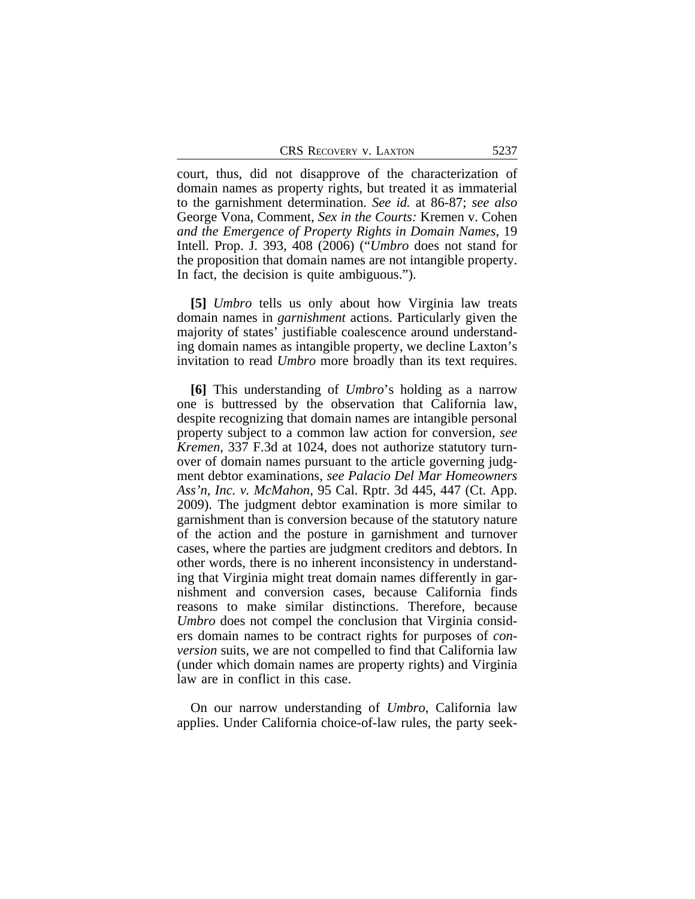court, thus, did not disapprove of the characterization of domain names as property rights, but treated it as immaterial to the garnishment determination. *See id.* at 86-87; *see also* George Vona, Comment, *Sex in the Courts:* Kremen v. Cohen *and the Emergence of Property Rights in Domain Names*, 19 Intell. Prop. J. 393, 408 (2006) ("*Umbro* does not stand for the proposition that domain names are not intangible property. In fact, the decision is quite ambiguous.").

**[5]** *Umbro* tells us only about how Virginia law treats domain names in *garnishment* actions. Particularly given the majority of states' justifiable coalescence around understanding domain names as intangible property, we decline Laxton's invitation to read *Umbro* more broadly than its text requires.

**[6]** This understanding of *Umbro*'s holding as a narrow one is buttressed by the observation that California law, despite recognizing that domain names are intangible personal property subject to a common law action for conversion, *see Kremen*, 337 F.3d at 1024, does not authorize statutory turnover of domain names pursuant to the article governing judgment debtor examinations, *see Palacio Del Mar Homeowners Ass'n, Inc. v. McMahon*, 95 Cal. Rptr. 3d 445, 447 (Ct. App. 2009). The judgment debtor examination is more similar to garnishment than is conversion because of the statutory nature of the action and the posture in garnishment and turnover cases, where the parties are judgment creditors and debtors. In other words, there is no inherent inconsistency in understanding that Virginia might treat domain names differently in garnishment and conversion cases, because California finds reasons to make similar distinctions. Therefore, because *Umbro* does not compel the conclusion that Virginia considers domain names to be contract rights for purposes of *conversion* suits, we are not compelled to find that California law (under which domain names are property rights) and Virginia law are in conflict in this case.

On our narrow understanding of *Umbro*, California law applies. Under California choice-of-law rules, the party seek-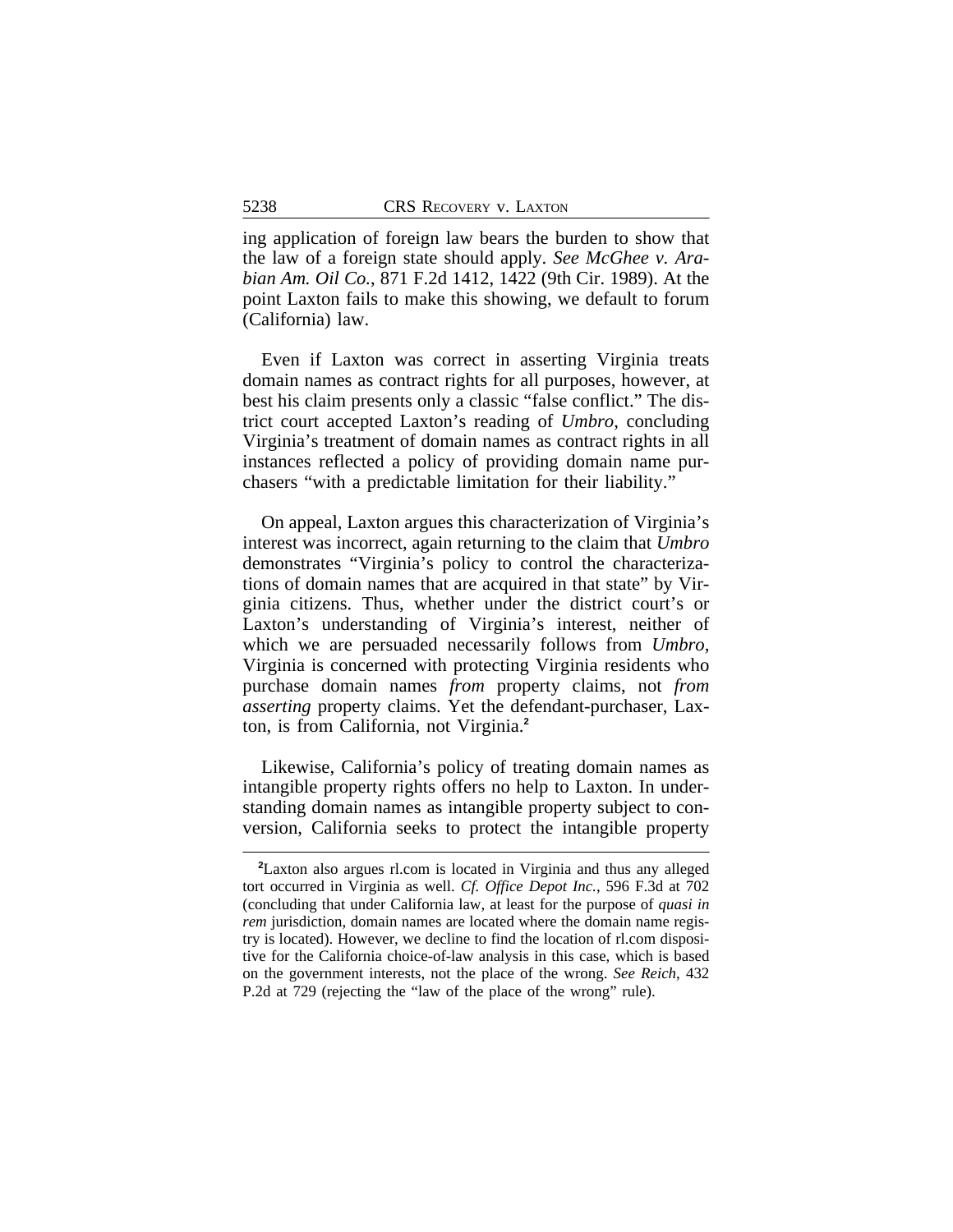ing application of foreign law bears the burden to show that the law of a foreign state should apply. *See McGhee v. Arabian Am. Oil Co.*, 871 F.2d 1412, 1422 (9th Cir. 1989). At the point Laxton fails to make this showing, we default to forum (California) law.

Even if Laxton was correct in asserting Virginia treats domain names as contract rights for all purposes, however, at best his claim presents only a classic "false conflict." The district court accepted Laxton's reading of *Umbro*, concluding Virginia's treatment of domain names as contract rights in all instances reflected a policy of providing domain name purchasers "with a predictable limitation for their liability."

On appeal, Laxton argues this characterization of Virginia's interest was incorrect, again returning to the claim that *Umbro* demonstrates "Virginia's policy to control the characterizations of domain names that are acquired in that state" by Virginia citizens. Thus, whether under the district court's or Laxton's understanding of Virginia's interest, neither of which we are persuaded necessarily follows from *Umbro*, Virginia is concerned with protecting Virginia residents who purchase domain names *from* property claims, not *from asserting* property claims. Yet the defendant-purchaser, Laxton, is from California, not Virginia.[2]

Likewise, California's policy of treating domain names as intangible property rights offers no help to Laxton. In understanding domain names as intangible property subject to conversion, California seeks to protect the intangible property

[2] Laxton also argues rl.com is located in Virginia and thus any alleged tort occurred in Virginia as well. *Cf. Office Depot Inc.*, 596 F.3d at 702 (concluding that under California law, at least for the purpose of *quasi in rem* jurisdiction, domain names are located where the domain name registry is located). However, we decline to find the location of rl.com dispositive for the California choice-of-law analysis in this case, which is based on the government interests, not the place of the wrong. *See Reich*, 432 P.2d at 729 (rejecting the "law of the place of the wrong" rule).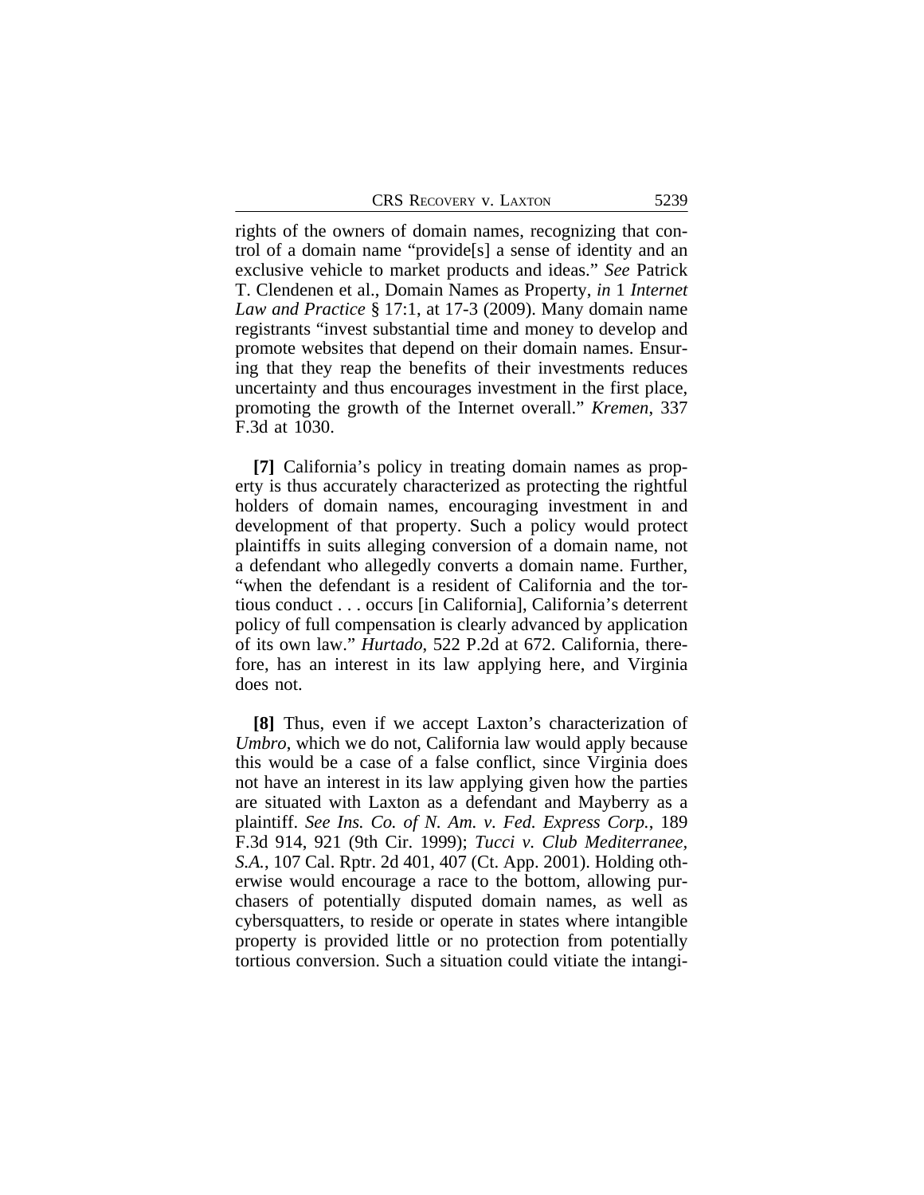rights of the owners of domain names, recognizing that control of a domain name "provide[s] a sense of identity and an exclusive vehicle to market products and ideas." *See* Patrick T. Clendenen et al., Domain Names as Property, *in* 1 *Internet Law and Practice* § 17:1, at 17-3 (2009). Many domain name registrants "invest substantial time and money to develop and promote websites that depend on their domain names. Ensuring that they reap the benefits of their investments reduces uncertainty and thus encourages investment in the first place, promoting the growth of the Internet overall." *Kremen*, 337 F.3d at 1030.

**[7]** California's policy in treating domain names as property is thus accurately characterized as protecting the rightful holders of domain names, encouraging investment in and development of that property. Such a policy would protect plaintiffs in suits alleging conversion of a domain name, not a defendant who allegedly converts a domain name. Further, "when the defendant is a resident of California and the tortious conduct . . . occurs [in California], California's deterrent policy of full compensation is clearly advanced by application of its own law." *Hurtado*, 522 P.2d at 672. California, therefore, has an interest in its law applying here, and Virginia does not.

**[8]** Thus, even if we accept Laxton's characterization of *Umbro*, which we do not, California law would apply because this would be a case of a false conflict, since Virginia does not have an interest in its law applying given how the parties are situated with Laxton as a defendant and Mayberry as a plaintiff. *See Ins. Co. of N. Am. v. Fed. Express Corp.*, 189 F.3d 914, 921 (9th Cir. 1999); *Tucci v. Club Mediterranee, S.A.*, 107 Cal. Rptr. 2d 401, 407 (Ct. App. 2001). Holding otherwise would encourage a race to the bottom, allowing purchasers of potentially disputed domain names, as well as cybersquatters, to reside or operate in states where intangible property is provided little or no protection from potentially tortious conversion. Such a situation could vitiate the intangi-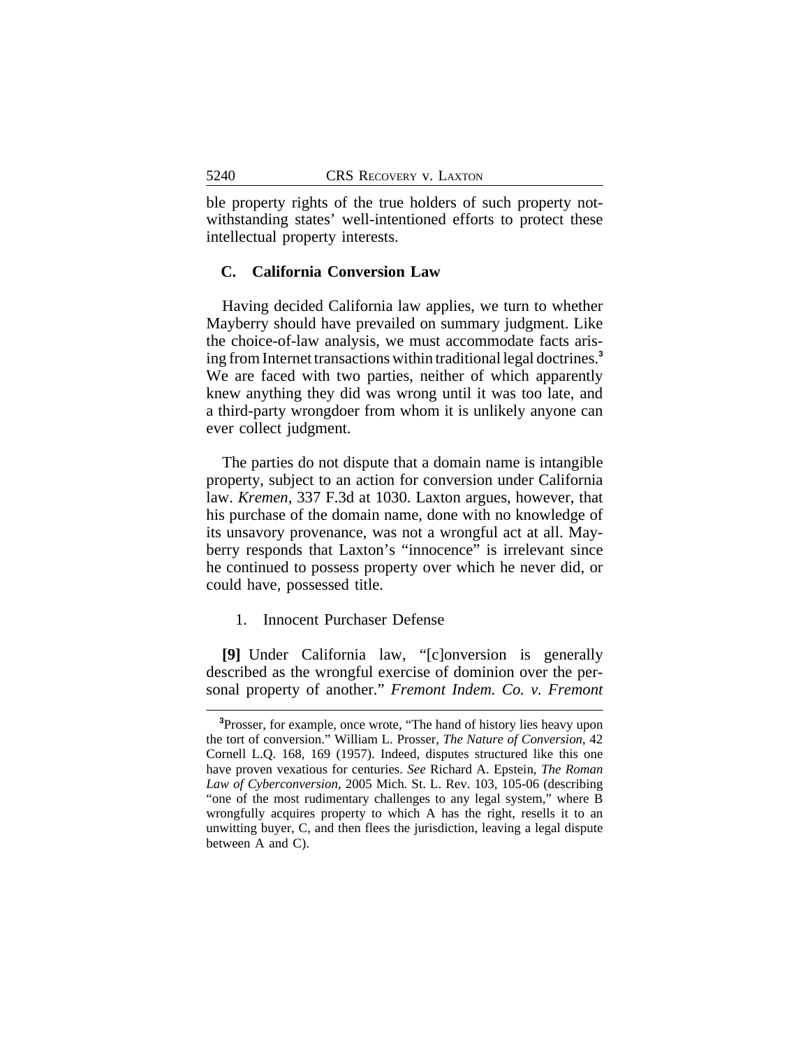ble property rights of the true holders of such property notwithstanding states' well-intentioned efforts to protect these intellectual property interests.

### C. California Conversion Law

Having decided California law applies, we turn to whether Mayberry should have prevailed on summary judgment. Like the choice-of-law analysis, we must accommodate facts arising from Internet transactions within traditional legal doctrines.[3] We are faced with two parties, neither of which apparently knew anything they did was wrong until it was too late, and a third-party wrongdoer from whom it is unlikely anyone can ever collect judgment.

The parties do not dispute that a domain name is intangible property, subject to an action for conversion under California law. *Kremen*, 337 F.3d at 1030. Laxton argues, however, that his purchase of the domain name, done with no knowledge of its unsavory provenance, was not a wrongful act at all. Mayberry responds that Laxton's "innocence" is irrelevant since he continued to possess property over which he never did, or could have, possessed title.

#### 1. Innocent Purchaser Defense

**[9]** Under California law, "[c]onversion is generally described as the wrongful exercise of dominion over the personal property of another." *Fremont Indem. Co. v. Fremont*

---

[3]Prosser, for example, once wrote, "The hand of history lies heavy upon the tort of conversion." William L. Prosser, *The Nature of Conversion*, 42 Cornell L.Q. 168, 169 (1957). Indeed, disputes structured like this one have proven vexatious for centuries. *See* Richard A. Epstein, *The Roman Law of Cyberconversion*, 2005 Mich. St. L. Rev. 103, 105-06 (describing "one of the most rudimentary challenges to any legal system," where B wrongfully acquires property to which A has the right, resells it to an unwitting buyer, C, and then flees the jurisdiction, leaving a legal dispute between A and C).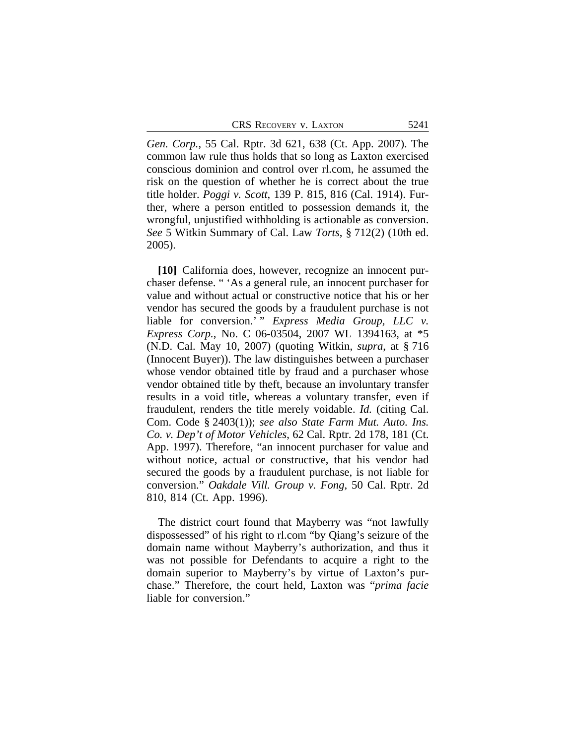*Gen. Corp.*, 55 Cal. Rptr. 3d 621, 638 (Ct. App. 2007). The common law rule thus holds that so long as Laxton exercised conscious dominion and control over rl.com, he assumed the risk on the question of whether he is correct about the true title holder. *Poggi v. Scott*, 139 P. 815, 816 (Cal. 1914). Further, where a person entitled to possession demands it, the wrongful, unjustified withholding is actionable as conversion. *See* 5 Witkin Summary of Cal. Law *Torts*, § 712(2) (10th ed. 2005).

**[10]** California does, however, recognize an innocent purchaser defense. " 'As a general rule, an innocent purchaser for value and without actual or constructive notice that his or her vendor has secured the goods by a fraudulent purchase is not liable for conversion.' " *Express Media Group, LLC v. Express Corp.*, No. C 06-03504, 2007 WL 1394163, at *5 (N.D. Cal. May 10, 2007) (quoting Witkin, *supra*, at § 716 (Innocent Buyer)). The law distinguishes between a purchaser whose vendor obtained title by fraud and a purchaser whose vendor obtained title by theft, because an involuntary transfer results in a void title, whereas a voluntary transfer, even if fraudulent, renders the title merely voidable. *Id.* (citing Cal. Com. Code § 2403(1)); *see also State Farm Mut. Auto. Ins. Co. v. Dep't of Motor Vehicles*, 62 Cal. Rptr. 2d 178, 181 (Ct. App. 1997). Therefore, "an innocent purchaser for value and without notice, actual or constructive, that his vendor had secured the goods by a fraudulent purchase, is not liable for conversion." *Oakdale Vill. Group v. Fong*, 50 Cal. Rptr. 2d 810, 814 (Ct. App. 1996).

The district court found that Mayberry was "not lawfully dispossessed" of his right to rl.com "by Qiang's seizure of the domain name without Mayberry's authorization, and thus it was not possible for Defendants to acquire a right to the domain superior to Mayberry's by virtue of Laxton's purchase." Therefore, the court held, Laxton was "*prima facie* liable for conversion."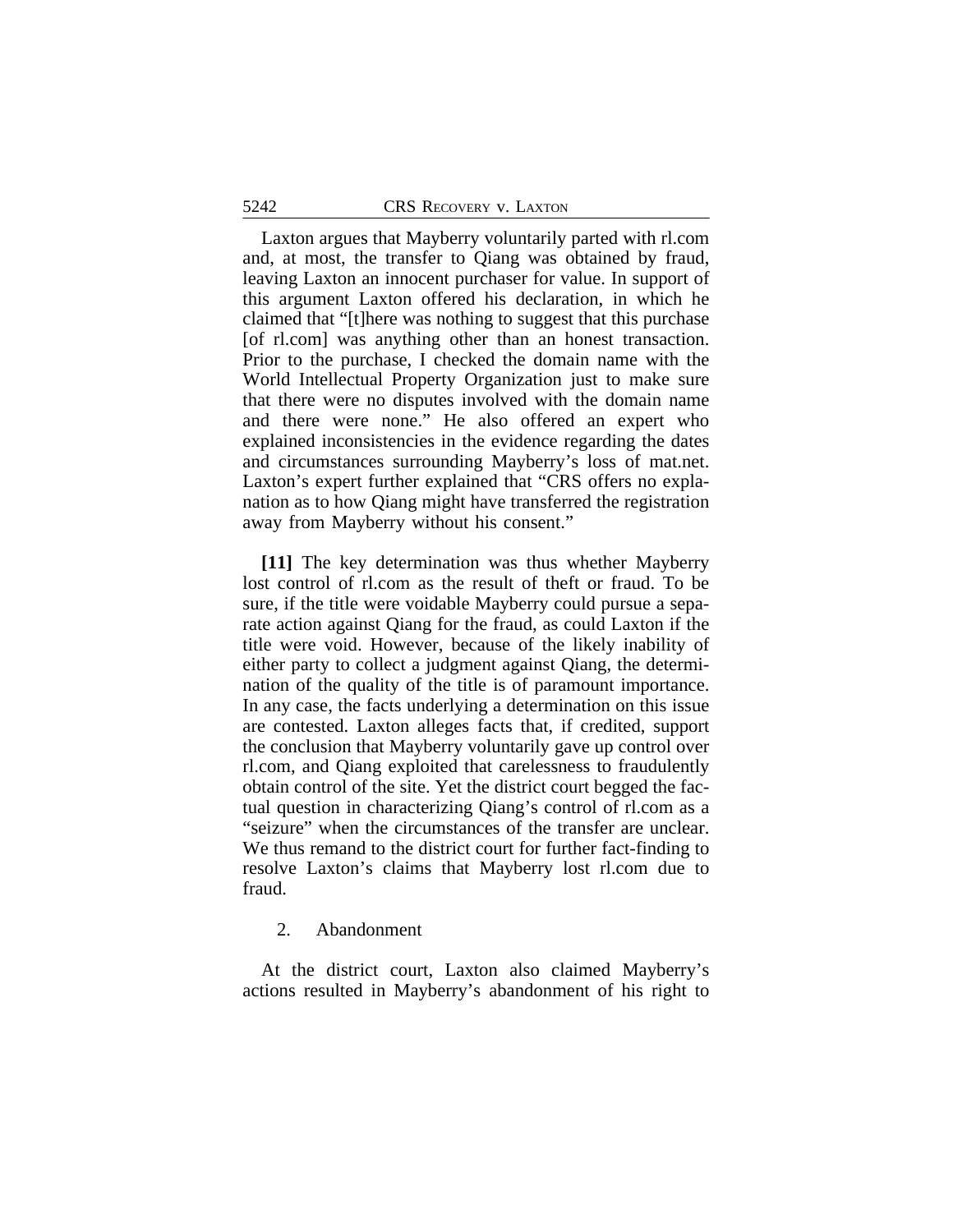Laxton argues that Mayberry voluntarily parted with rl.com and, at most, the transfer to Qiang was obtained by fraud, leaving Laxton an innocent purchaser for value. In support of this argument Laxton offered his declaration, in which he claimed that "[t]here was nothing to suggest that this purchase [of rl.com] was anything other than an honest transaction. Prior to the purchase, I checked the domain name with the World Intellectual Property Organization just to make sure that there were no disputes involved with the domain name and there were none." He also offered an expert who explained inconsistencies in the evidence regarding the dates and circumstances surrounding Mayberry's loss of mat.net. Laxton's expert further explained that "CRS offers no explanation as to how Qiang might have transferred the registration away from Mayberry without his consent."

**[11]** The key determination was thus whether Mayberry lost control of rl.com as the result of theft or fraud. To be sure, if the title were voidable Mayberry could pursue a separate action against Qiang for the fraud, as could Laxton if the title were void. However, because of the likely inability of either party to collect a judgment against Qiang, the determination of the quality of the title is of paramount importance. In any case, the facts underlying a determination on this issue are contested. Laxton alleges facts that, if credited, support the conclusion that Mayberry voluntarily gave up control over rl.com, and Qiang exploited that carelessness to fraudulently obtain control of the site. Yet the district court begged the factual question in characterizing Qiang's control of rl.com as a "seizure" when the circumstances of the transfer are unclear. We thus remand to the district court for further fact-finding to resolve Laxton's claims that Mayberry lost rl.com due to fraud.

2. Abandonment

At the district court, Laxton also claimed Mayberry's actions resulted in Mayberry's abandonment of his right to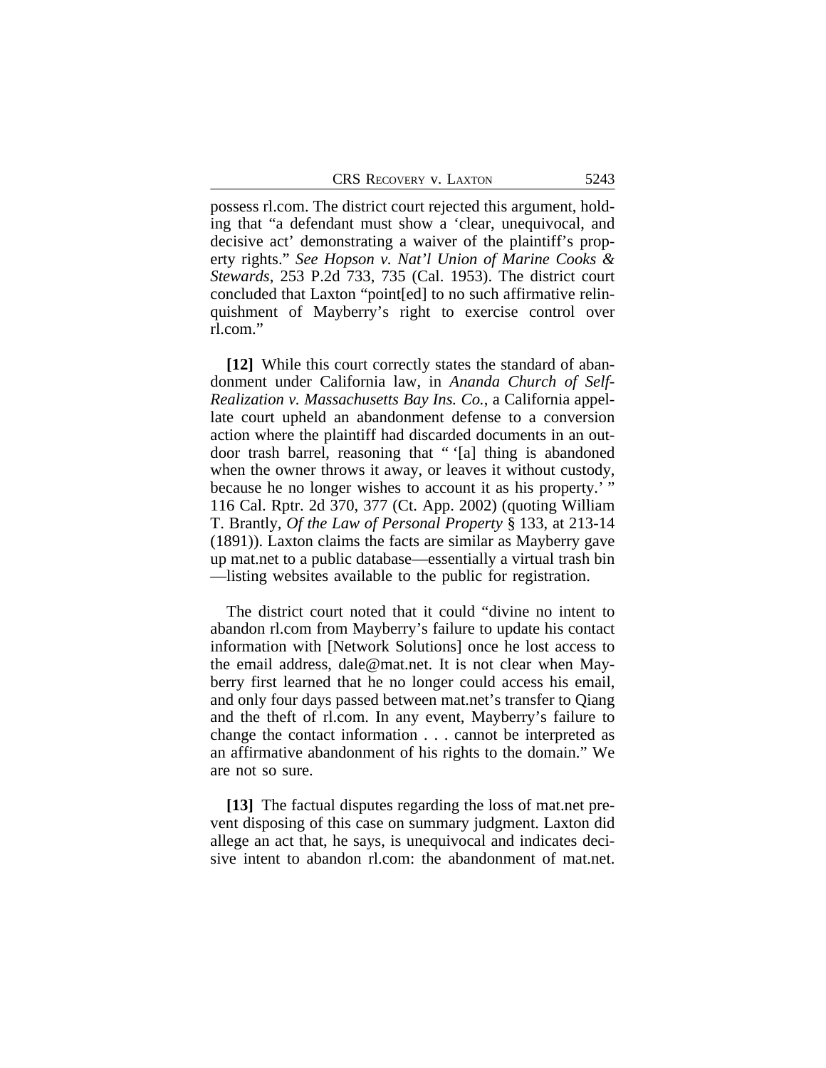possess rl.com. The district court rejected this argument, holding that "a defendant must show a 'clear, unequivocal, and decisive act' demonstrating a waiver of the plaintiff's property rights." *See Hopson v. Nat'l Union of Marine Cooks & Stewards*, 253 P.2d 733, 735 (Cal. 1953). The district court concluded that Laxton "point[ed] to no such affirmative relinquishment of Mayberry's right to exercise control over rl.com."

**[12]** While this court correctly states the standard of abandonment under California law, in *Ananda Church of Self-Realization v. Massachusetts Bay Ins. Co.*, a California appellate court upheld an abandonment defense to a conversion action where the plaintiff had discarded documents in an outdoor trash barrel, reasoning that " '[a] thing is abandoned when the owner throws it away, or leaves it without custody, because he no longer wishes to account it as his property.' " 116 Cal. Rptr. 2d 370, 377 (Ct. App. 2002) (quoting William T. Brantly, *Of the Law of Personal Property* § 133, at 213-14 (1891)). Laxton claims the facts are similar as Mayberry gave up mat.net to a public database—essentially a virtual trash bin—listing websites available to the public for registration.

The district court noted that it could "divine no intent to abandon rl.com from Mayberry's failure to update his contact information with [Network Solutions] once he lost access to the email address, dale@mat.net. It is not clear when Mayberry first learned that he no longer could access his email, and only four days passed between mat.net's transfer to Qiang and the theft of rl.com. In any event, Mayberry's failure to change the contact information . . . cannot be interpreted as an affirmative abandonment of his rights to the domain." We are not so sure.

**[13]** The factual disputes regarding the loss of mat.net prevent disposing of this case on summary judgment. Laxton did allege an act that, he says, is unequivocal and indicates decisive intent to abandon rl.com: the abandonment of mat.net.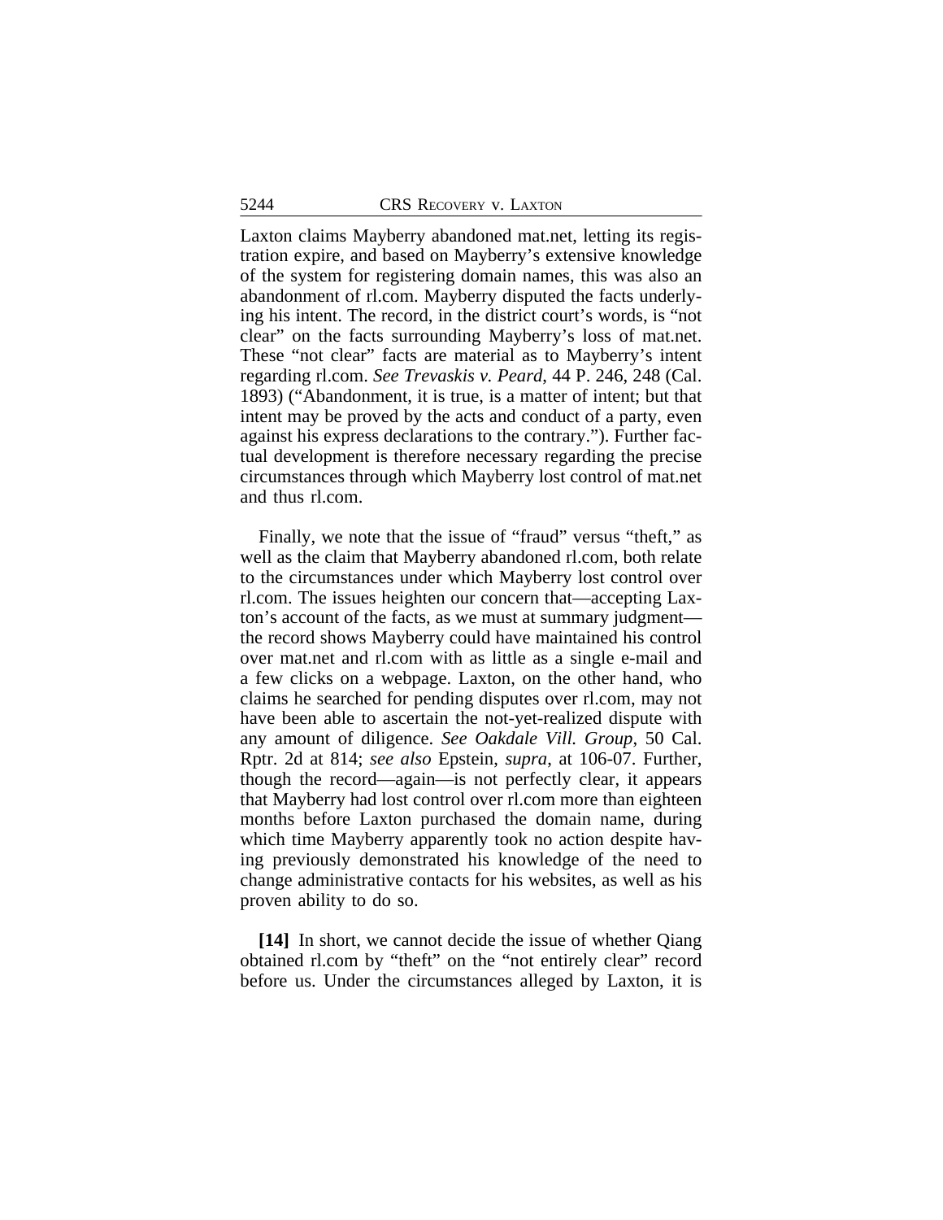Laxton claims Mayberry abandoned mat.net, letting its registration expire, and based on Mayberry's extensive knowledge of the system for registering domain names, this was also an abandonment of rl.com. Mayberry disputed the facts underlying his intent. The record, in the district court's words, is "not clear" on the facts surrounding Mayberry's loss of mat.net. These "not clear" facts are material as to Mayberry's intent regarding rl.com. *See Trevaskis v. Peard*, 44 P. 246, 248 (Cal. 1893) ("Abandonment, it is true, is a matter of intent; but that intent may be proved by the acts and conduct of a party, even against his express declarations to the contrary."). Further factual development is therefore necessary regarding the precise circumstances through which Mayberry lost control of mat.net and thus rl.com.

Finally, we note that the issue of "fraud" versus "theft," as well as the claim that Mayberry abandoned rl.com, both relate to the circumstances under which Mayberry lost control over rl.com. The issues heighten our concern that—accepting Laxton's account of the facts, as we must at summary judgment—the record shows Mayberry could have maintained his control over mat.net and rl.com with as little as a single e-mail and a few clicks on a webpage. Laxton, on the other hand, who claims he searched for pending disputes over rl.com, may not have been able to ascertain the not-yet-realized dispute with any amount of diligence. *See Oakdale Vill. Group*, 50 Cal. Rptr. 2d at 814; *see also* Epstein, *supra*, at 106-07. Further, though the record—again—is not perfectly clear, it appears that Mayberry had lost control over rl.com more than eighteen months before Laxton purchased the domain name, during which time Mayberry apparently took no action despite having previously demonstrated his knowledge of the need to change administrative contacts for his websites, as well as his proven ability to do so.

**[14]** In short, we cannot decide the issue of whether Qiang obtained rl.com by "theft" on the "not entirely clear" record before us. Under the circumstances alleged by Laxton, it is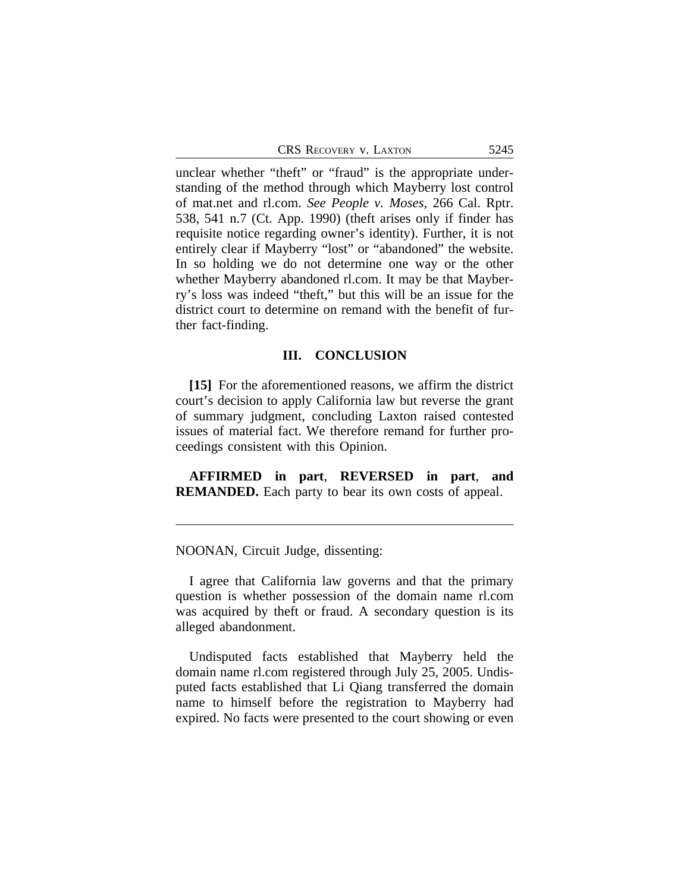unclear whether "theft" or "fraud" is the appropriate understanding of the method through which Mayberry lost control of mat.net and rl.com. *See People v. Moses*, 266 Cal. Rptr. 538, 541 n.7 (Ct. App. 1990) (theft arises only if finder has requisite notice regarding owner's identity). Further, it is not entirely clear if Mayberry "lost" or "abandoned" the website. In so holding we do not determine one way or the other whether Mayberry abandoned rl.com. It may be that Mayberry's loss was indeed "theft," but this will be an issue for the district court to determine on remand with the benefit of further fact-finding.

## III. CONCLUSION

**[15]** For the aforementioned reasons, we affirm the district court's decision to apply California law but reverse the grant of summary judgment, concluding Laxton raised contested issues of material fact. We therefore remand for further proceedings consistent with this Opinion.

**AFFIRMED in part**, **REVERSED in part**, **and REMANDED.** Each party to bear its own costs of appeal.

---

NOONAN, Circuit Judge, dissenting:

I agree that California law governs and that the primary question is whether possession of the domain name rl.com was acquired by theft or fraud. A secondary question is its alleged abandonment.

Undisputed facts established that Mayberry held the domain name rl.com registered through July 25, 2005. Undisputed facts established that Li Qiang transferred the domain name to himself before the registration to Mayberry had expired. No facts were presented to the court showing or even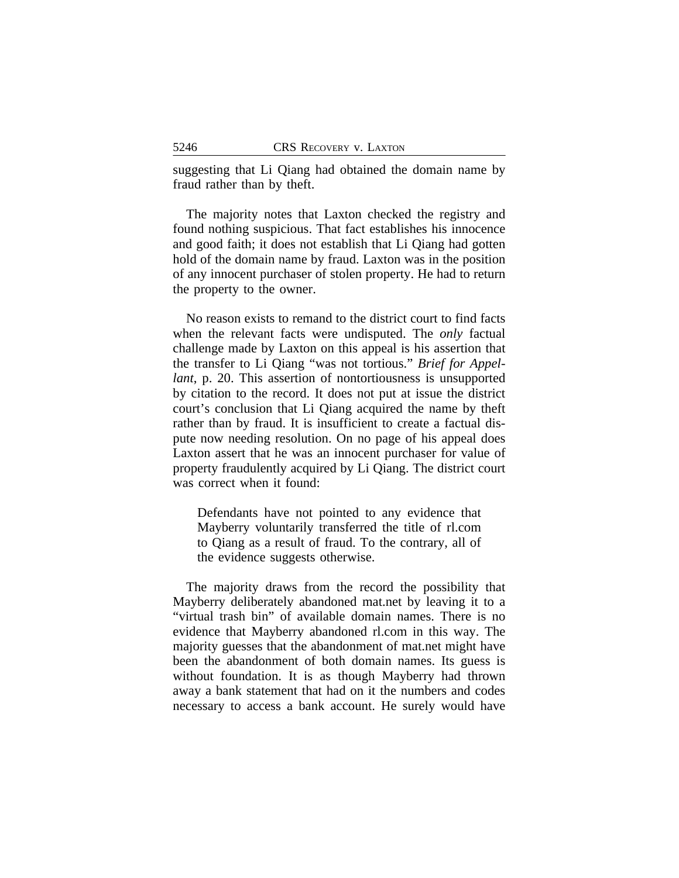suggesting that Li Qiang had obtained the domain name by fraud rather than by theft.

The majority notes that Laxton checked the registry and found nothing suspicious. That fact establishes his innocence and good faith; it does not establish that Li Qiang had gotten hold of the domain name by fraud. Laxton was in the position of any innocent purchaser of stolen property. He had to return the property to the owner.

No reason exists to remand to the district court to find facts when the relevant facts were undisputed. The *only* factual challenge made by Laxton on this appeal is his assertion that the transfer to Li Qiang "was not tortious." *Brief for Appellant*, p. 20. This assertion of nontortiousness is unsupported by citation to the record. It does not put at issue the district court's conclusion that Li Qiang acquired the name by theft rather than by fraud. It is insufficient to create a factual dispute now needing resolution. On no page of his appeal does Laxton assert that he was an innocent purchaser for value of property fraudulently acquired by Li Qiang. The district court was correct when it found:

> Defendants have not pointed to any evidence that Mayberry voluntarily transferred the title of rl.com to Qiang as a result of fraud. To the contrary, all of the evidence suggests otherwise.

The majority draws from the record the possibility that Mayberry deliberately abandoned mat.net by leaving it to a "virtual trash bin" of available domain names. There is no evidence that Mayberry abandoned rl.com in this way. The majority guesses that the abandonment of mat.net might have been the abandonment of both domain names. Its guess is without foundation. It is as though Mayberry had thrown away a bank statement that had on it the numbers and codes necessary to access a bank account. He surely would have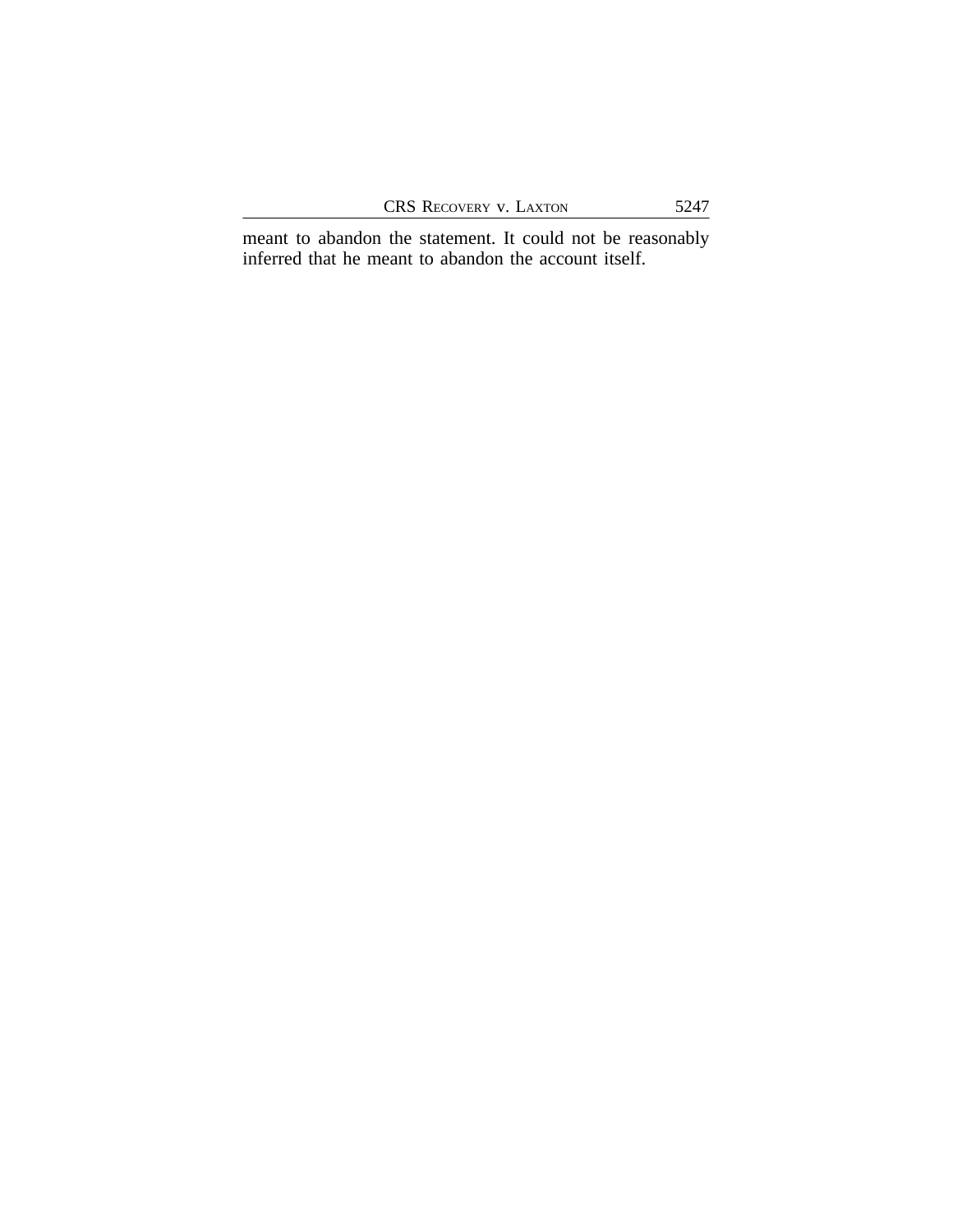meant to abandon the statement. It could not be reasonably inferred that he meant to abandon the account itself.